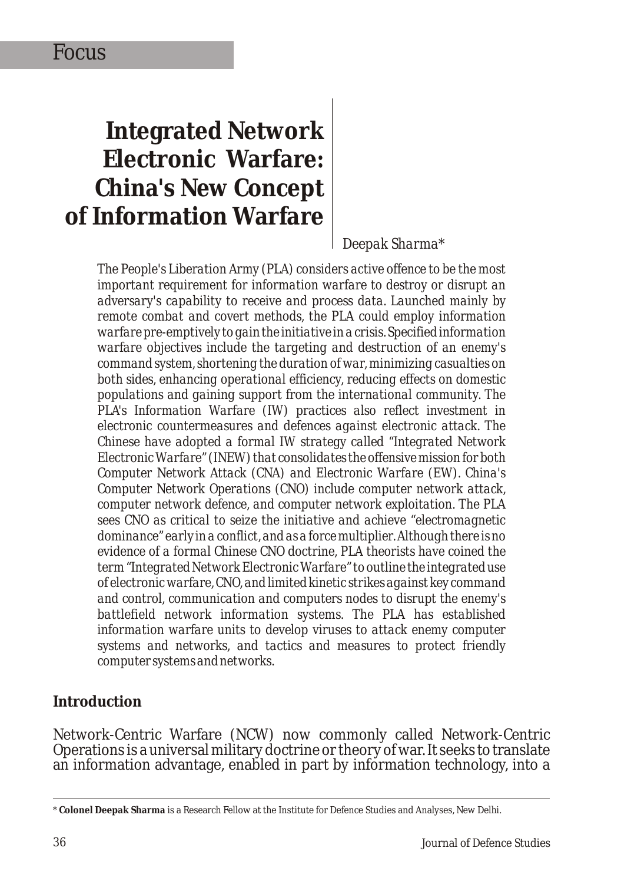Focus

# Integrated Network Electronic Warfare: China's New Concept of Information Warfare

*Deepak Sharma**

*The People's Liberation Army (PLA) considers active offence to be the most important requirement for information warfare to destroy or disrupt an adversary's capability to receive and process data. Launched mainly by remote combat and covert methods, the PLA could employ information warfare pre-emptively to gain the initiative in a crisis. Specified information warfare objectives include the targeting and destruction of an enemy's command system, shortening the duration of war, minimizing casualties on both sides, enhancing operational efficiency, reducing effects on domestic populations and gaining support from the international community. The PLA's Information Warfare (IW) practices also reflect investment in electronic countermeasures and defences against electronic attack. The Chinese have adopted a formal IW strategy called "Integrated Network Electronic Warfare" (INEW) that consolidates the offensive mission for both Computer Network Attack (CNA) and Electronic Warfare (EW). China's Computer Network Operations (CNO) include computer network attack, computer network defence, and computer network exploitation. The PLA sees CNO as critical to seize the initiative and achieve "electromagnetic dominance" early in a conflict, and as a force multiplier. Although there is no evidence of a formal Chinese CNO doctrine, PLA theorists have coined the term "Integrated Network Electronic Warfare" to outline the integrated use of electronic warfare, CNO, and limited kinetic strikes against key command and control, communication and computers nodes to disrupt the enemy's battlefield network information systems. The PLA has established information warfare units to develop viruses to attack enemy computer systems and networks, and tactics and measures to protect friendly computer systems and networks.*

## Introduction

Network-Centric Warfare (NCW) now commonly called Network-Centric Operations is a universal military doctrine or theory of war. It seeks to translate an information advantage, enabled in part by information technology, into a

---

* **Colonel Deepak Sharma** is a Research Fellow at the Institute for Defence Studies and Analyses, New Delhi.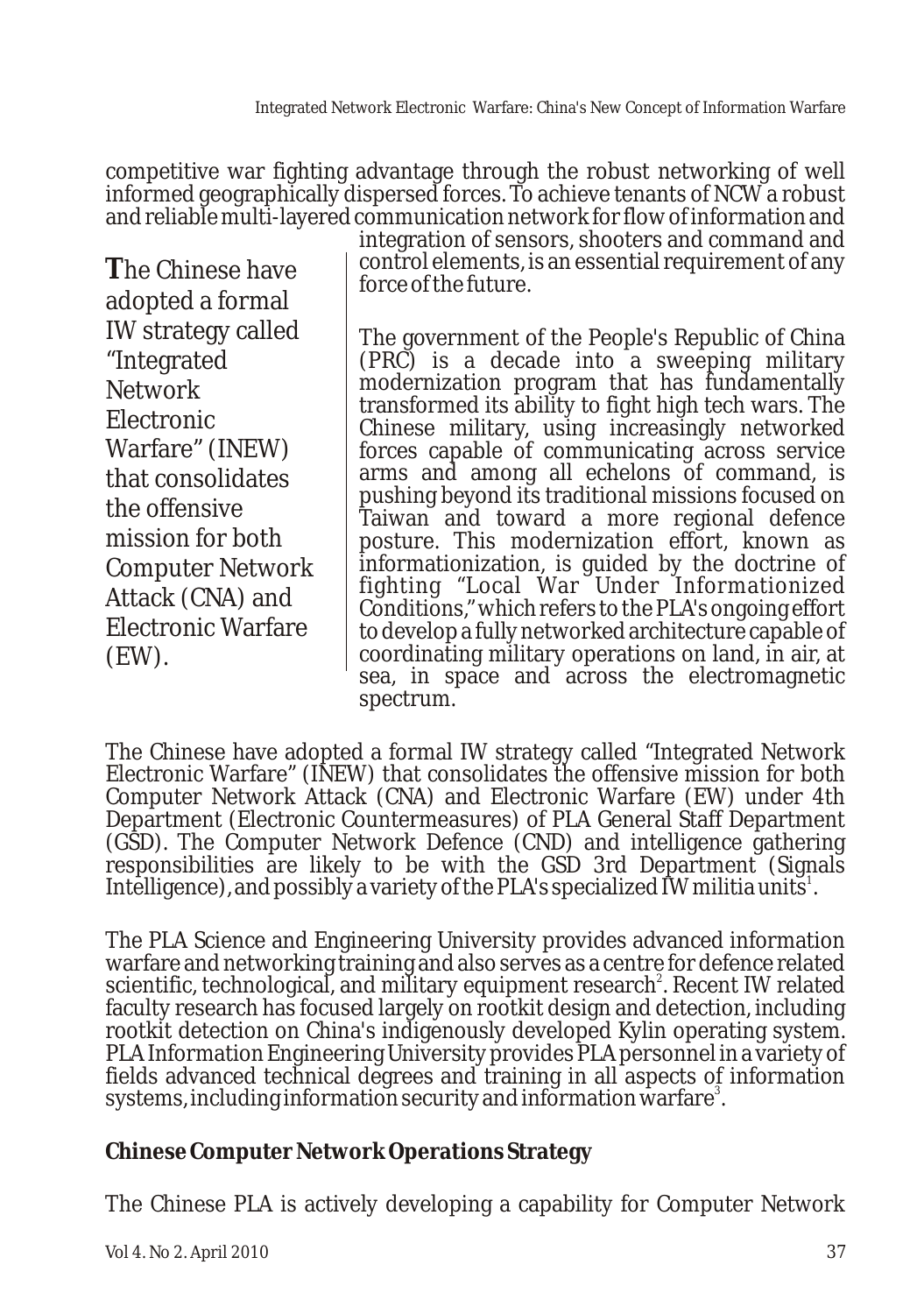competitive war fighting advantage through the robust networking of well informed geographically dispersed forces. To achieve tenants of NCW a robust and reliable multi-layered communication network for flow of information and integration of sensors, shooters and command and control elements, is an essential requirement of any force of the future.

> **T**he Chinese have adopted a formal IW strategy called "Integrated Network Electronic Warfare" (INEW) that consolidates the offensive mission for both Computer Network Attack (CNA) and Electronic Warfare (EW).

The government of the People's Republic of China (PRC) is a decade into a sweeping military modernization program that has fundamentally transformed its ability to fight high tech wars. The Chinese military, using increasingly networked forces capable of communicating across service arms and among all echelons of command, is pushing beyond its traditional missions focused on Taiwan and toward a more regional defence posture. This modernization effort, known as informationization, is guided by the doctrine of fighting "Local War Under Informationized Conditions," which refers to the PLA's ongoing effort to develop a fully networked architecture capable of coordinating military operations on land, in air, at sea, in space and across the electromagnetic spectrum.

The Chinese have adopted a formal IW strategy called "Integrated Network Electronic Warfare" (INEW) that consolidates the offensive mission for both Computer Network Attack (CNA) and Electronic Warfare (EW) under 4th Department (Electronic Countermeasures) of PLA General Staff Department (GSD). The Computer Network Defence (CND) and intelligence gathering responsibilities are likely to be with the GSD 3rd Department (Signals Intelligence), and possibly a variety of the PLA's specialized IW militia units[1].

The PLA Science and Engineering University provides advanced information warfare and networking training and also serves as a centre for defence related scientific, technological, and military equipment research[2]. Recent IW related faculty research has focused largely on rootkit design and detection, including rootkit detection on China's indigenously developed Kylin operating system. PLA Information Engineering University provides PLA personnel in a variety of fields advanced technical degrees and training in all aspects of information systems, including information security and information warfare[3].

## Chinese Computer Network Operations Strategy

The Chinese PLA is actively developing a capability for Computer Network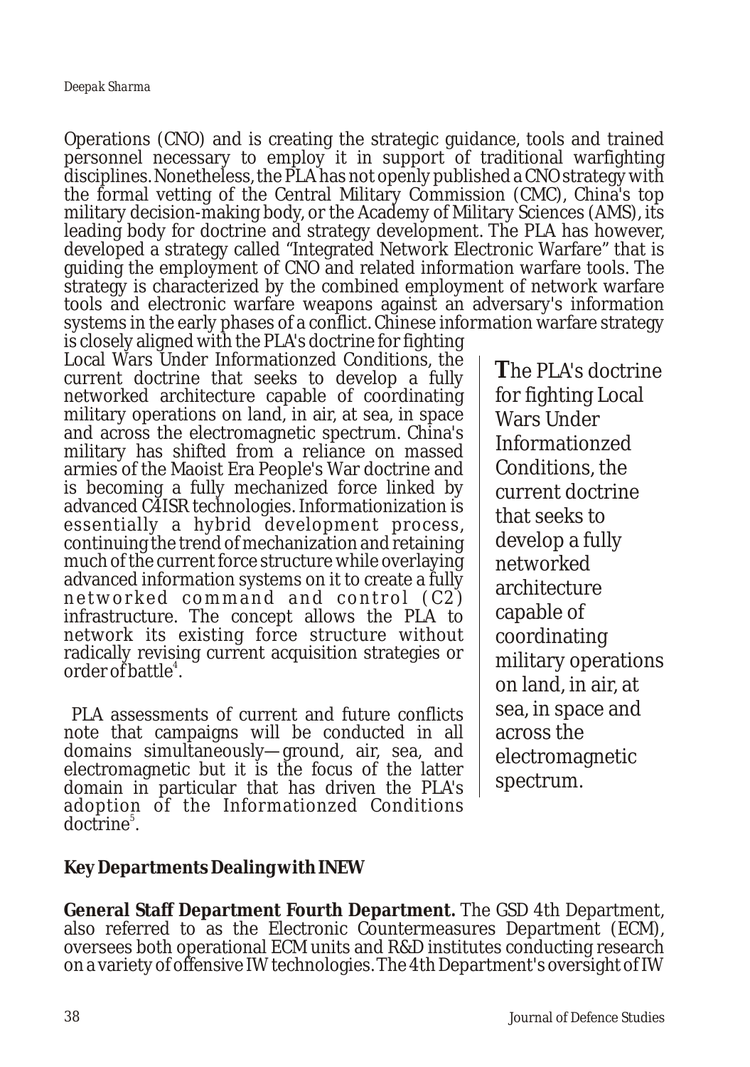Operations (CNO) and is creating the strategic guidance, tools and trained personnel necessary to employ it in support of traditional warfighting disciplines. Nonetheless, the PLA has not openly published a CNO strategy with the formal vetting of the Central Military Commission (CMC), China's top military decision-making body, or the Academy of Military Sciences (AMS), its leading body for doctrine and strategy development. The PLA has however, developed a strategy called "Integrated Network Electronic Warfare" that is guiding the employment of CNO and related information warfare tools. The strategy is characterized by the combined employment of network warfare tools and electronic warfare weapons against an adversary's information systems in the early phases of a conflict. Chinese information warfare strategy is closely aligned with the PLA's doctrine for fighting Local Wars Under Informationzed Conditions, the current doctrine that seeks to develop a fully networked architecture capable of coordinating military operations on land, in air, at sea, in space and across the electromagnetic spectrum. China's military has shifted from a reliance on massed armies of the Maoist Era People's War doctrine and is becoming a fully mechanized force linked by advanced C4ISR technologies. Informationization is essentially a hybrid development process, continuing the trend of mechanization and retaining much of the current force structure while overlaying advanced information systems on it to create a fully networked command and control (C2) infrastructure. The concept allows the PLA to network its existing force structure without radically revising current acquisition strategies or order of battle[4].

> The PLA's doctrine for fighting Local Wars Under Informationzed Conditions, the current doctrine that seeks to develop a fully networked architecture capable of coordinating military operations on land, in air, at sea, in space and across the electromagnetic spectrum.

PLA assessments of current and future conflicts note that campaigns will be conducted in all domains simultaneously—ground, air, sea, and electromagnetic but it is the focus of the latter domain in particular that has driven the PLA's adoption of the Informationzed Conditions doctrine[5].

## Key Departments Dealing with INEW

**General Staff Department Fourth Department.** The GSD 4th Department, also referred to as the Electronic Countermeasures Department (ECM), oversees both operational ECM units and R&D institutes conducting research on a variety of offensive IW technologies. The 4th Department's oversight of IW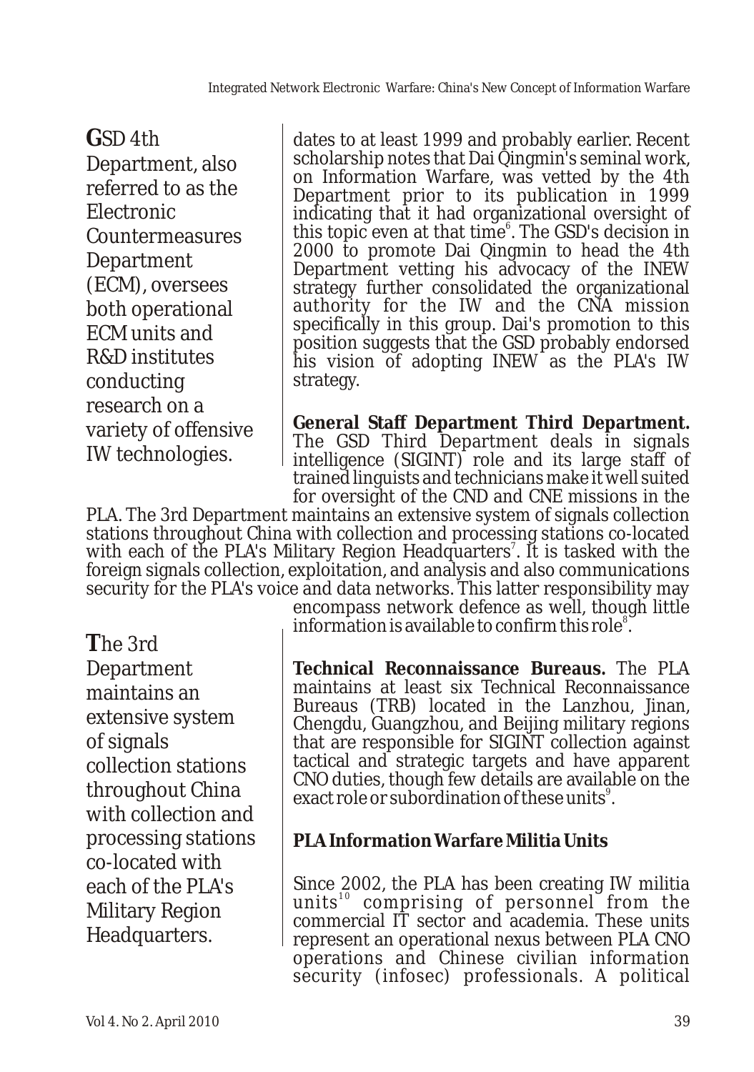dates to at least 1999 and probably earlier. Recent scholarship notes that Dai Qingmin's seminal work, on Information Warfare, was vetted by the 4th Department prior to its publication in 1999 indicating that it had organizational oversight of this topic even at that time[6]. The GSD's decision in 2000 to promote Dai Qingmin to head the 4th Department vetting his advocacy of the INEW strategy further consolidated the organizational authority for the IW and the CNA mission specifically in this group. Dai's promotion to this position suggests that the GSD probably endorsed his vision of adopting INEW as the PLA's IW strategy.

> **G**SD 4th Department, also referred to as the Electronic Countermeasures Department (ECM), oversees both operational ECM units and R&D institutes conducting research on a variety of offensive IW technologies.

**General Staff Department Third Department.** The GSD Third Department deals in signals intelligence (SIGINT) role and its large staff of trained linguists and technicians make it well suited for oversight of the CND and CNE missions in the PLA. The 3rd Department maintains an extensive system of signals collection stations throughout China with collection and processing stations co-located with each of the PLA's Military Region Headquarters[7]. It is tasked with the foreign signals collection, exploitation, and analysis and also communications security for the PLA's voice and data networks. This latter responsibility may encompass network defence as well, though little information is available to confirm this role[8].

> **T**he 3rd Department maintains an extensive system of signals collection stations throughout China with collection and processing stations co-located with each of the PLA's Military Region Headquarters.

**Technical Reconnaissance Bureaus.** The PLA maintains at least six Technical Reconnaissance Bureaus (TRB) located in the Lanzhou, Jinan, Chengdu, Guangzhou, and Beijing military regions that are responsible for SIGINT collection against tactical and strategic targets and have apparent CNO duties, though few details are available on the exact role or subordination of these units[9].

**PLA Information Warfare Militia Units**

Since 2002, the PLA has been creating IW militia units[10] comprising of personnel from the commercial IT sector and academia. These units represent an operational nexus between PLA CNO operations and Chinese civilian information security (infosec) professionals. A political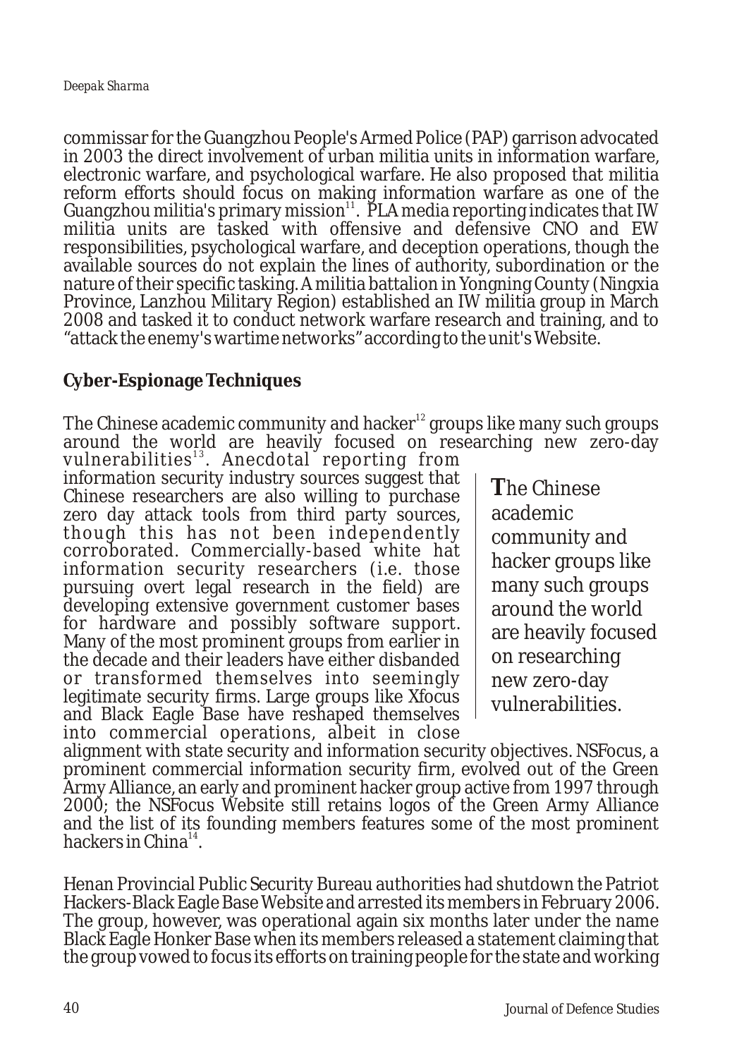commissar for the Guangzhou People's Armed Police (PAP) garrison advocated in 2003 the direct involvement of urban militia units in information warfare, electronic warfare, and psychological warfare. He also proposed that militia reform efforts should focus on making information warfare as one of the Guangzhou militia's primary mission[11]. PLA media reporting indicates that IW militia units are tasked with offensive and defensive CNO and EW responsibilities, psychological warfare, and deception operations, though the available sources do not explain the lines of authority, subordination or the nature of their specific tasking. A militia battalion in Yongning County (Ningxia Province, Lanzhou Military Region) established an IW militia group in March 2008 and tasked it to conduct network warfare research and training, and to "attack the enemy's wartime networks" according to the unit's Website.

## Cyber-Espionage Techniques

The Chinese academic community and hacker[12] groups like many such groups around the world are heavily focused on researching new zero-day vulnerabilities[13]. Anecdotal reporting from information security industry sources suggest that Chinese researchers are also willing to purchase zero day attack tools from third party sources, though this has not been independently corroborated. Commercially-based white hat information security researchers (i.e. those pursuing overt legal research in the field) are developing extensive government customer bases for hardware and possibly software support. Many of the most prominent groups from earlier in the decade and their leaders have either disbanded or transformed themselves into seemingly legitimate security firms. Large groups like Xfocus and Black Eagle Base have reshaped themselves into commercial operations, albeit in close alignment with state security and information security objectives. NSFocus, a prominent commercial information security firm, evolved out of the Green Army Alliance, an early and prominent hacker group active from 1997 through 2000; the NSFocus Website still retains logos of the Green Army Alliance and the list of its founding members features some of the most prominent hackers in China[14].

> **T**he Chinese academic community and hacker groups like many such groups around the world are heavily focused on researching new zero-day vulnerabilities.

Henan Provincial Public Security Bureau authorities had shutdown the Patriot Hackers-Black Eagle Base Website and arrested its members in February 2006. The group, however, was operational again six months later under the name Black Eagle Honker Base when its members released a statement claiming that the group vowed to focus its efforts on training people for the state and working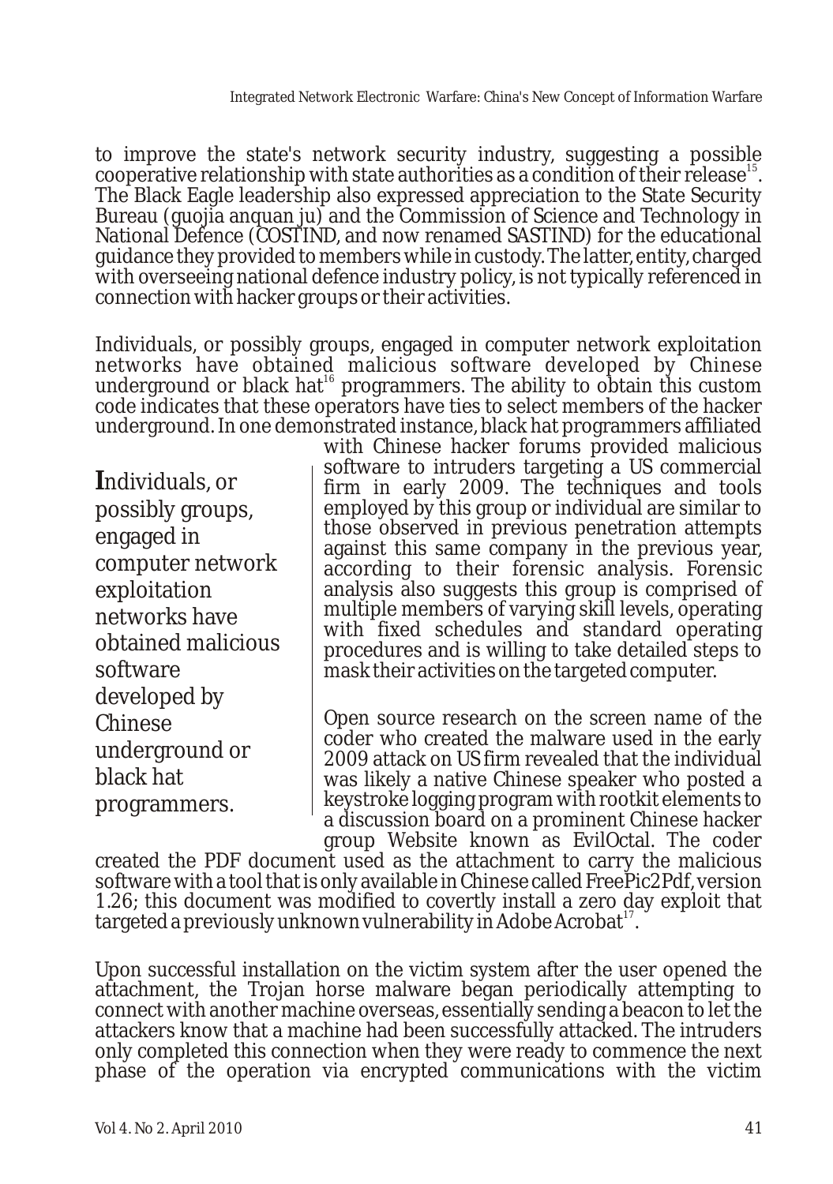to improve the state's network security industry, suggesting a possible cooperative relationship with state authorities as a condition of their release[15]. The Black Eagle leadership also expressed appreciation to the State Security Bureau (guojia anquan ju) and the Commission of Science and Technology in National Defence (COSTIND, and now renamed SASTIND) for the educational guidance they provided to members while in custody. The latter, entity, charged with overseeing national defence industry policy, is not typically referenced in connection with hacker groups or their activities.

Individuals, or possibly groups, engaged in computer network exploitation networks have obtained malicious software developed by Chinese underground or black hat[16] programmers. The ability to obtain this custom code indicates that these operators have ties to select members of the hacker underground. In one demonstrated instance, black hat programmers affiliated with Chinese hacker forums provided malicious software to intruders targeting a US commercial firm in early 2009. The techniques and tools employed by this group or individual are similar to those observed in previous penetration attempts against this same company in the previous year, according to their forensic analysis. Forensic analysis also suggests this group is comprised of multiple members of varying skill levels, operating with fixed schedules and standard operating procedures and is willing to take detailed steps to mask their activities on the targeted computer.

> **I**ndividuals, or possibly groups, engaged in computer network exploitation networks have obtained malicious software developed by Chinese underground or black hat programmers.

Open source research on the screen name of the coder who created the malware used in the early 2009 attack on US firm revealed that the individual was likely a native Chinese speaker who posted a keystroke logging program with rootkit elements to a discussion board on a prominent Chinese hacker group Website known as EvilOctal. The coder created the PDF document used as the attachment to carry the malicious software with a tool that is only available in Chinese called FreePic2Pdf, version 1.26; this document was modified to covertly install a zero day exploit that targeted a previously unknown vulnerability in Adobe Acrobat[17].

Upon successful installation on the victim system after the user opened the attachment, the Trojan horse malware began periodically attempting to connect with another machine overseas, essentially sending a beacon to let the attackers know that a machine had been successfully attacked. The intruders only completed this connection when they were ready to commence the next phase of the operation via encrypted communications with the victim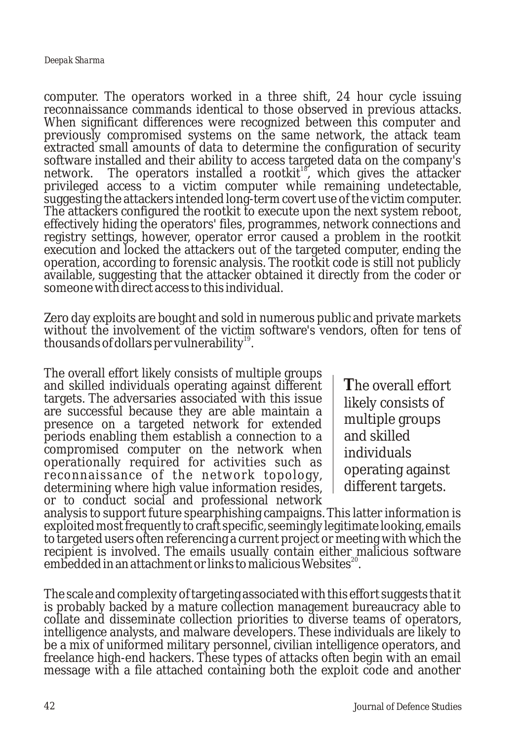computer. The operators worked in a three shift, 24 hour cycle issuing reconnaissance commands identical to those observed in previous attacks. When significant differences were recognized between this computer and previously compromised systems on the same network, the attack team extracted small amounts of data to determine the configuration of security software installed and their ability to access targeted data on the company's network. The operators installed a rootkit[18], which gives the attacker privileged access to a victim computer while remaining undetectable, suggesting the attackers intended long-term covert use of the victim computer. The attackers configured the rootkit to execute upon the next system reboot, effectively hiding the operators' files, programmes, network connections and registry settings, however, operator error caused a problem in the rootkit execution and locked the attackers out of the targeted computer, ending the operation, according to forensic analysis. The rootkit code is still not publicly available, suggesting that the attacker obtained it directly from the coder or someone with direct access to this individual.

Zero day exploits are bought and sold in numerous public and private markets without the involvement of the victim software's vendors, often for tens of thousands of dollars per vulnerability[19].

The overall effort likely consists of multiple groups and skilled individuals operating against different targets. The adversaries associated with this issue are successful because they are able maintain a presence on a targeted network for extended periods enabling them establish a connection to a compromised computer on the network when operationally required for activities such as reconnaissance of the network topology, determining where high value information resides, or to conduct social and professional network analysis to support future spearphishing campaigns. This latter information is exploited most frequently to craft specific, seemingly legitimate looking, emails to targeted users often referencing a current project or meeting with which the recipient is involved. The emails usually contain either malicious software embedded in an attachment or links to malicious Websites[20].

> **T**he overall effort likely consists of multiple groups and skilled individuals operating against different targets.

The scale and complexity of targeting associated with this effort suggests that it is probably backed by a mature collection management bureaucracy able to collate and disseminate collection priorities to diverse teams of operators, intelligence analysts, and malware developers. These individuals are likely to be a mix of uniformed military personnel, civilian intelligence operators, and freelance high-end hackers. These types of attacks often begin with an email message with a file attached containing both the exploit code and another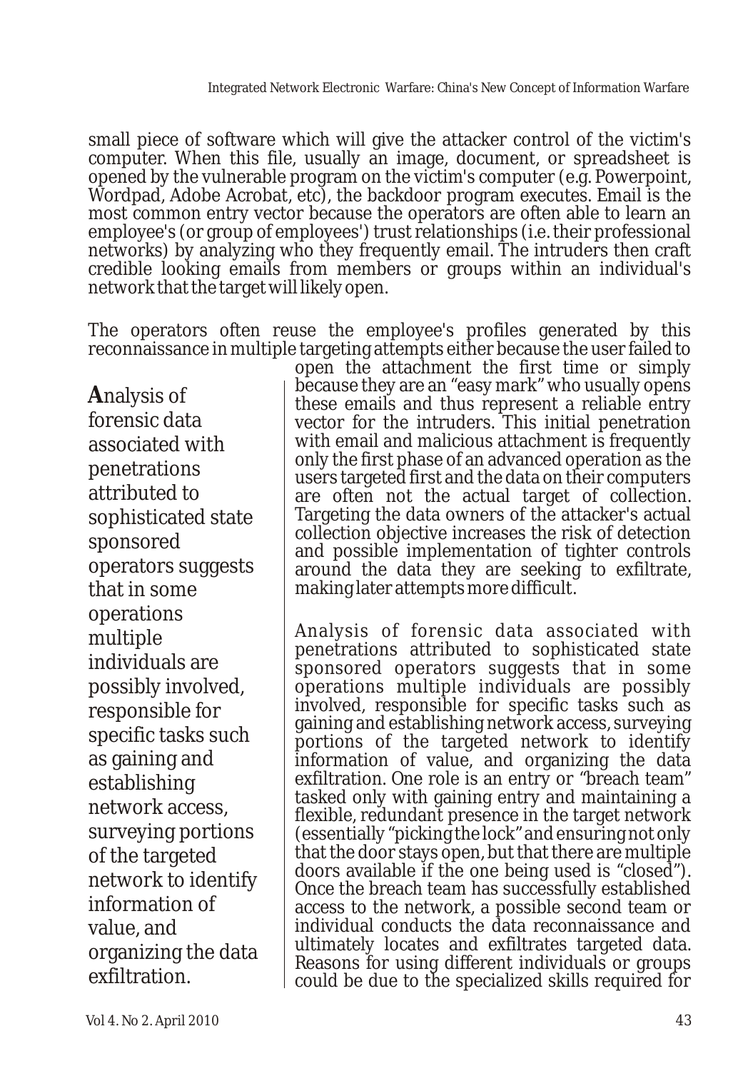small piece of software which will give the attacker control of the victim's computer. When this file, usually an image, document, or spreadsheet is opened by the vulnerable program on the victim's computer (e.g. Powerpoint, Wordpad, Adobe Acrobat, etc), the backdoor program executes. Email is the most common entry vector because the operators are often able to learn an employee's (or group of employees') trust relationships (i.e. their professional networks) by analyzing who they frequently email. The intruders then craft credible looking emails from members or groups within an individual's network that the target will likely open.

The operators often reuse the employee's profiles generated by this reconnaissance in multiple targeting attempts either because the user failed to open the attachment the first time or simply because they are an "easy mark" who usually opens these emails and thus represent a reliable entry vector for the intruders. This initial penetration with email and malicious attachment is frequently only the first phase of an advanced operation as the users targeted first and the data on their computers are often not the actual target of collection. Targeting the data owners of the attacker's actual collection objective increases the risk of detection and possible implementation of tighter controls around the data they are seeking to exfiltrate, making later attempts more difficult.

> **A**nalysis of forensic data associated with penetrations attributed to sophisticated state sponsored operators suggests that in some operations multiple individuals are possibly involved, responsible for specific tasks such as gaining and establishing network access, surveying portions of the targeted network to identify information of value, and organizing the data exfiltration.

Analysis of forensic data associated with penetrations attributed to sophisticated state sponsored operators suggests that in some operations multiple individuals are possibly involved, responsible for specific tasks such as gaining and establishing network access, surveying portions of the targeted network to identify information of value, and organizing the data exfiltration. One role is an entry or "breach team" tasked only with gaining entry and maintaining a flexible, redundant presence in the target network (essentially "picking the lock" and ensuring not only that the door stays open, but that there are multiple doors available if the one being used is "closed"). Once the breach team has successfully established access to the network, a possible second team or individual conducts the data reconnaissance and ultimately locates and exfiltrates targeted data. Reasons for using different individuals or groups could be due to the specialized skills required for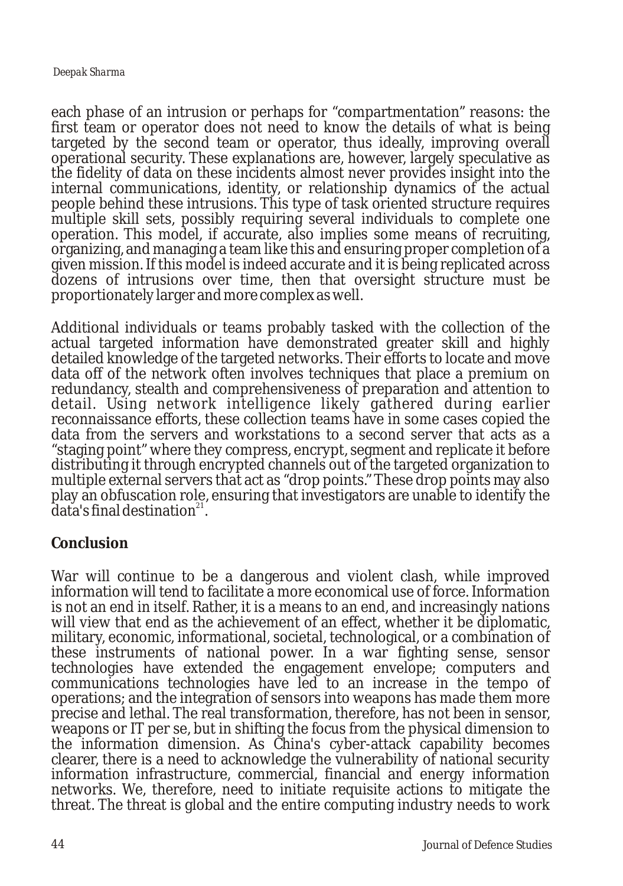each phase of an intrusion or perhaps for "compartmentation" reasons: the first team or operator does not need to know the details of what is being targeted by the second team or operator, thus ideally, improving overall operational security. These explanations are, however, largely speculative as the fidelity of data on these incidents almost never provides insight into the internal communications, identity, or relationship dynamics of the actual people behind these intrusions. This type of task oriented structure requires multiple skill sets, possibly requiring several individuals to complete one operation. This model, if accurate, also implies some means of recruiting, organizing, and managing a team like this and ensuring proper completion of a given mission. If this model is indeed accurate and it is being replicated across dozens of intrusions over time, then that oversight structure must be proportionately larger and more complex as well.

Additional individuals or teams probably tasked with the collection of the actual targeted information have demonstrated greater skill and highly detailed knowledge of the targeted networks. Their efforts to locate and move data off of the network often involves techniques that place a premium on redundancy, stealth and comprehensiveness of preparation and attention to detail. Using network intelligence likely gathered during earlier reconnaissance efforts, these collection teams have in some cases copied the data from the servers and workstations to a second server that acts as a "staging point" where they compress, encrypt, segment and replicate it before distributing it through encrypted channels out of the targeted organization to multiple external servers that act as "drop points." These drop points may also play an obfuscation role, ensuring that investigators are unable to identify the data's final destination[21].

## Conclusion

War will continue to be a dangerous and violent clash, while improved information will tend to facilitate a more economical use of force. Information is not an end in itself. Rather, it is a means to an end, and increasingly nations will view that end as the achievement of an effect, whether it be diplomatic, military, economic, informational, societal, technological, or a combination of these instruments of national power. In a war fighting sense, sensor technologies have extended the engagement envelope; computers and communications technologies have led to an increase in the tempo of operations; and the integration of sensors into weapons has made them more precise and lethal. The real transformation, therefore, has not been in sensor, weapons or IT per se, but in shifting the focus from the physical dimension to the information dimension. As China's cyber-attack capability becomes clearer, there is a need to acknowledge the vulnerability of national security information infrastructure, commercial, financial and energy information networks. We, therefore, need to initiate requisite actions to mitigate the threat. The threat is global and the entire computing industry needs to work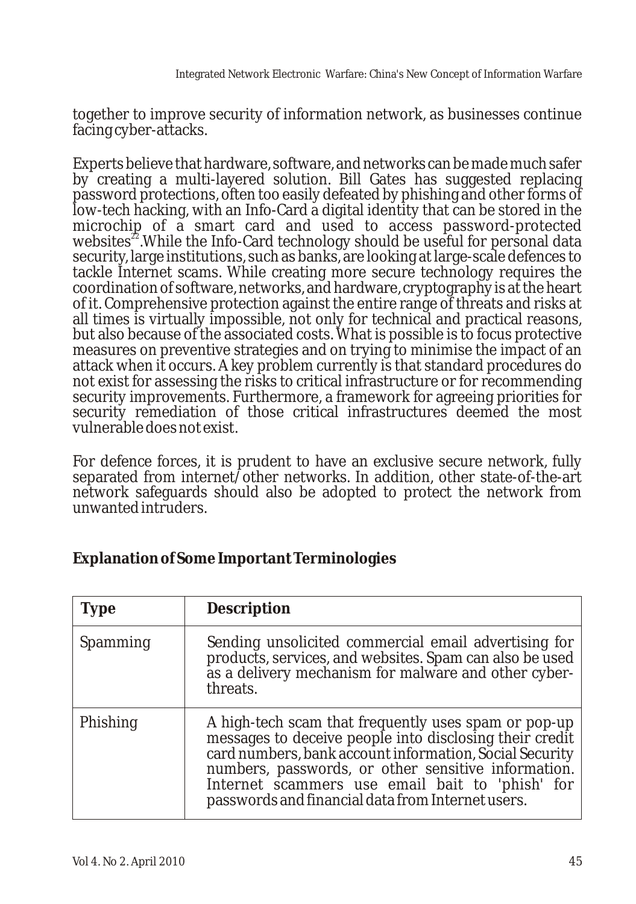together to improve security of information network, as businesses continue facing cyber-attacks.

Experts believe that hardware, software, and networks can be made much safer by creating a multi-layered solution. Bill Gates has suggested replacing password protections, often too easily defeated by phishing and other forms of low-tech hacking, with an Info-Card a digital identity that can be stored in the microchip of a smart card and used to access password-protected websites[22].While the Info-Card technology should be useful for personal data security, large institutions, such as banks, are looking at large-scale defences to tackle Internet scams. While creating more secure technology requires the coordination of software, networks, and hardware, cryptography is at the heart of it. Comprehensive protection against the entire range of threats and risks at all times is virtually impossible, not only for technical and practical reasons, but also because of the associated costs. What is possible is to focus protective measures on preventive strategies and on trying to minimise the impact of an attack when it occurs. A key problem currently is that standard procedures do not exist for assessing the risks to critical infrastructure or for recommending security improvements. Furthermore, a framework for agreeing priorities for security remediation of those critical infrastructures deemed the most vulnerable does not exist.

For defence forces, it is prudent to have an exclusive secure network, fully separated from internet/other networks. In addition, other state-of-the-art network safeguards should also be adopted to protect the network from unwanted intruders.

## Explanation of Some Important Terminologies

| Type | Description |
|---|---|
| Spamming | Sending unsolicited commercial email advertising for products, services, and websites. Spam can also be used as a delivery mechanism for malware and other cyber-threats. |
| Phishing | A high-tech scam that frequently uses spam or pop-up messages to deceive people into disclosing their credit card numbers, bank account information, Social Security numbers, passwords, or other sensitive information. Internet scammers use email bait to 'phish' for passwords and financial data from Internet users. |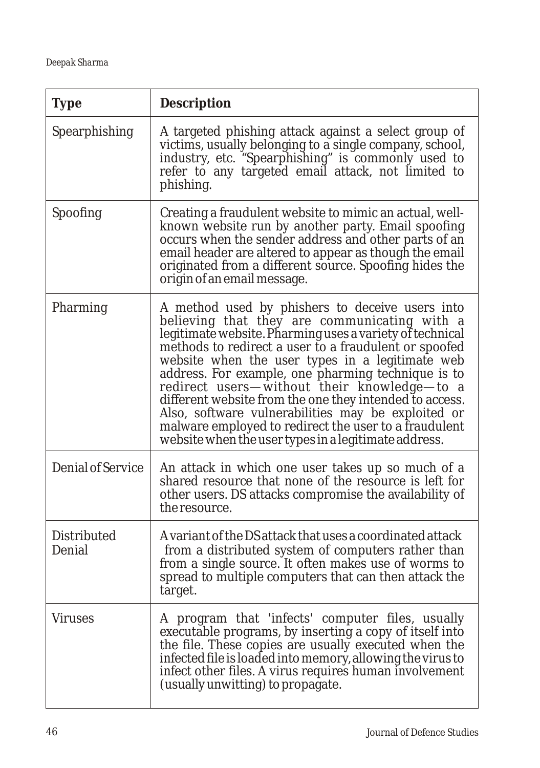| Type | Description |
|---|---|
| Spearphishing | A targeted phishing attack against a select group of victims, usually belonging to a single company, school, industry, etc. "Spearphishing" is commonly used to refer to any targeted email attack, not limited to phishing. |
| Spoofing | Creating a fraudulent website to mimic an actual, well-known website run by another party. Email spoofing occurs when the sender address and other parts of an email header are altered to appear as though the email originated from a different source. Spoofing hides the origin of an email message. |
| Pharming | A method used by phishers to deceive users into believing that they are communicating with a legitimate website. Pharming uses a variety of technical methods to redirect a user to a fraudulent or spoofed website when the user types in a legitimate web address. For example, one pharming technique is to redirect users—without their knowledge—to a different website from the one they intended to access. Also, software vulnerabilities may be exploited or malware employed to redirect the user to a fraudulent website when the user types in a legitimate address. |
| Denial of Service | An attack in which one user takes up so much of a shared resource that none of the resource is left for other users. DS attacks compromise the availability of the resource. |
| Distributed Denial | A variant of the DS attack that uses a coordinated attack from a distributed system of computers rather than from a single source. It often makes use of worms to spread to multiple computers that can then attack the target. |
| Viruses | A program that 'infects' computer files, usually executable programs, by inserting a copy of itself into the file. These copies are usually executed when the infected file is loaded into memory, allowing the virus to infect other files. A virus requires human involvement (usually unwitting) to propagate. |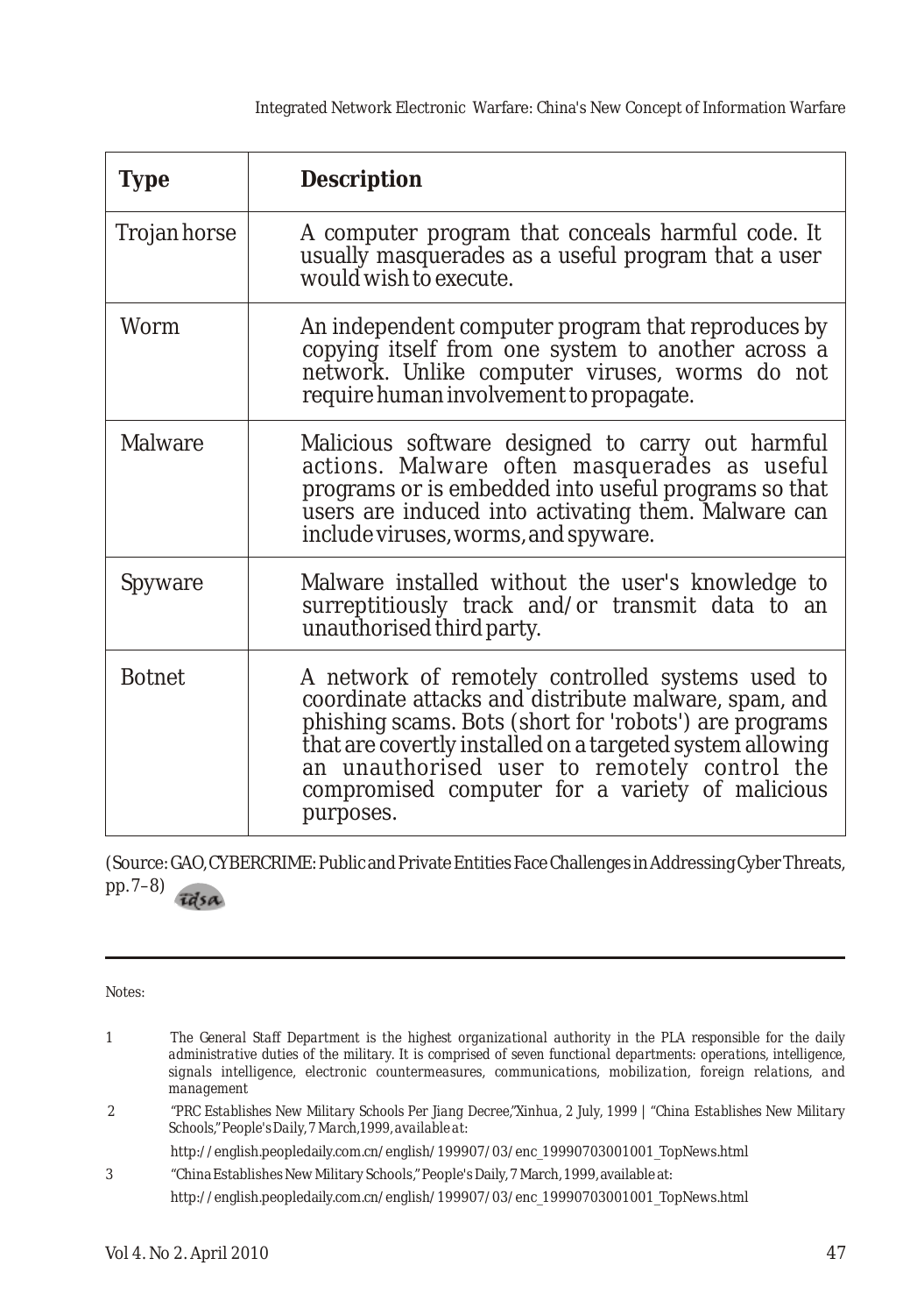| Type | Description |
|---|---|
| Trojan horse | A computer program that conceals harmful code. It usually masquerades as a useful program that a user would wish to execute. |
| Worm | An independent computer program that reproduces by copying itself from one system to another across a network. Unlike computer viruses, worms do not require human involvement to propagate. |
| Malware | Malicious software designed to carry out harmful actions. Malware often masquerades as useful programs or is embedded into useful programs so that users are induced into activating them. Malware can include viruses, worms, and spyware. |
| Spyware | Malware installed without the user's knowledge to surreptitiously track and/or transmit data to an unauthorised third party. |
| Botnet | A network of remotely controlled systems used to coordinate attacks and distribute malware, spam, and phishing scams. Bots (short for 'robots') are programs that are covertly installed on a targeted system allowing an unauthorised user to remotely control the compromised computer for a variety of malicious purposes. |

(Source: GAO, CYBERCRIME: Public and Private Entities Face Challenges in Addressing Cyber Threats, pp. 7–8)

---

Notes:

1 The General Staff Department is the highest organizational authority in the PLA responsible for the daily administrative duties of the military. It is comprised of seven functional departments: operations, intelligence, signals intelligence, electronic countermeasures, communications, mobilization, foreign relations, and management

2 "PRC Establishes New Military Schools Per Jiang Decree,"Xinhua, 2 July, 1999 | "China Establishes New Military Schools," People's Daily, 7 March,1999, available at:

http://english.peopledaily.com.cn/english/199907/03/enc_19990703001001_TopNews.html

3 "China Establishes New Military Schools," People's Daily, 7 March, 1999, available at:

http://english.peopledaily.com.cn/english/199907/03/enc_19990703001001_TopNews.html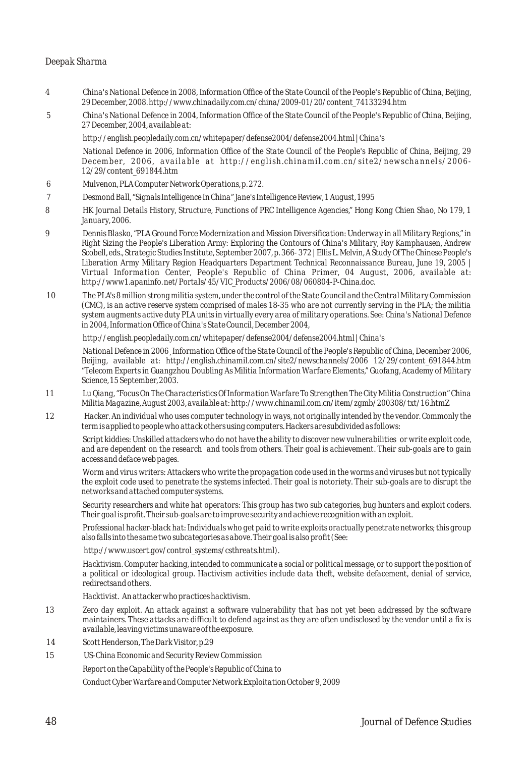4 China's National Defence in 2008, Information Office of the State Council of the People's Republic of China, Beijing, 29 December, 2008. http://www.chinadaily.com.cn/china/2009-01/20/content_74133294.htm

5 China's National Defence in 2004, Information Office of the State Council of the People's Republic of China, Beijing, 27 December, 2004, available at:

http://english.peopledaily.com.cn/whitepaper/defense2004/defense2004.html | China's

National Defence in 2006, Information Office of the State Council of the People's Republic of China, Beijing, 29 December, 2006, available at http://english.chinamil.com.cn/site2/newschannels/2006-12/29/content_691844.htm

6 Mulvenon, PLA Computer Network Operations, p. 272.

7 Desmond Ball, "Signals Intelligence In China" Jane's Intelligence Review, 1 August, 1995

8 HK Journal Details History, Structure, Functions of PRC Intelligence Agencies," Hong Kong Chien Shao, No 179, 1 January, 2006.

9 Dennis Blasko, "PLA Ground Force Modernization and Mission Diversification: Underway in all Military Regions," in Right Sizing the People's Liberation Army: Exploring the Contours of China's Military, Roy Kamphausen, Andrew Scobell, eds., Strategic Studies Institute, September 2007, p. 366- 372 | Ellis L. Melvin, A Study Of The Chinese People's Liberation Army Military Region Headquarters Department Technical Reconnaissance Bureau, June 19, 2005 | Virtual Information Center, People's Republic of China Primer, 04 August, 2006, available at: http://www1.apaninfo.net/Portals/45/VIC_Products/2006/08/060804-P-China.doc.

10 The PLA's 8 million strong militia system, under the control of the State Council and the Central Military Commission (CMC), is an active reserve system comprised of males 18-35 who are not currently serving in the PLA; the militia system augments active duty PLA units in virtually every area of military operations. See: China's National Defence in 2004, Information Office of China's State Council, December 2004,

http://english.peopledaily.com.cn/whitepaper/defense2004/defense2004.html | China's

National Defence in 2006, Information Office of the State Council of the People's Republic of China, December 2006, Beijing, available at: http://english.chinamil.com.cn/site2/newschannels/2006 12/29/content_691844.htm "Telecom Experts in Guangzhou Doubling As Militia Information Warfare Elements," Guofang, Academy of Military Science, 15 September, 2003.

11 Lu Qiang, "Focus On The Characteristics Of Information Warfare To Strengthen The City Militia Construction" China Militia Magazine, August 2003, available at: http://www.chinamil.com.cn/item/zgmb/200308/txt/16.htmZ

12 Hacker. An individual who uses computer technology in ways, not originally intended by the vendor. Commonly the term is applied to people who attack others using computers. Hackers are subdivided as follows:

Script kiddies: Unskilled attackers who do not have the ability to discover new vulnerabilities or write exploit code, and are dependent on the research and tools from others. Their goal is achievement. Their sub-goals are to gain access and deface web pages.

Worm and virus writers: Attackers who write the propagation code used in the worms and viruses but not typically the exploit code used to penetrate the systems infected. Their goal is notoriety. Their sub-goals are to disrupt the networks and attached computer systems.

Security researchers and white hat operators: This group has two sub categories, bug hunters and exploit coders. Their goal is profit. Their sub-goals are to improve security and achieve recognition with an exploit.

Professional hacker-black hat: Individuals who get paid to write exploits or actually penetrate networks; this group also falls into the same two subcategories as above. Their goal is also profit (See:

http://www.uscert.gov/control_systems/csthreats.html).

Hacktivism. Computer hacking, intended to communicate a social or political message, or to support the position of a political or ideological group. Hactivism activities include data theft, website defacement, denial of service, redirects and others.

Hacktivist. An attacker who practices hacktivism.

13 Zero day exploit. An attack against a software vulnerability that has not yet been addressed by the software maintainers. These attacks are difficult to defend against as they are often undisclosed by the vendor until a fix is available, leaving victims unaware of the exposure.

14 Scott Henderson, The Dark Visitor, p.29

15 US-China Economic and Security Review Commission

Report on the Capability of the People's Republic of China to

Conduct Cyber Warfare and Computer Network Exploitation October 9, 2009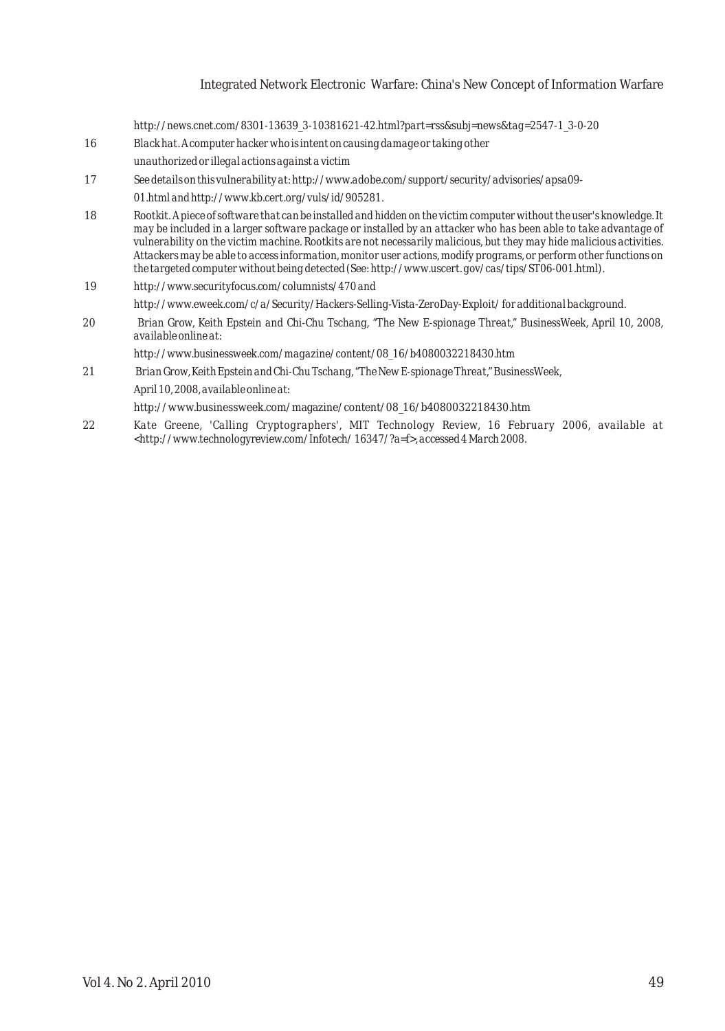http://news.cnet.com/8301-13639_3-10381621-42.html?part=rss&subj=news&tag=2547-1_3-0-20

16 Black hat. A computer hacker who is intent on causing damage or taking other unauthorized or illegal actions against a victim

17 See details on this vulnerability at: http://www.adobe.com/support/security/advisories/apsa09-01.html and http://www.kb.cert.org/vuls/id/905281.

18 Rootkit. A piece of software that can be installed and hidden on the victim computer without the user's knowledge. It may be included in a larger software package or installed by an attacker who has been able to take advantage of vulnerability on the victim machine. Rootkits are not necessarily malicious, but they may hide malicious activities. Attackers may be able to access information, monitor user actions, modify programs, or perform other functions on the targeted computer without being detected (See: http://www.uscert.gov/cas/tips/ST06-001.html).

19 http://www.securityfocus.com/columnists/470 and http://www.eweek.com/c/a/Security/Hackers-Selling-Vista-ZeroDay-Exploit/ for additional background.

20 Brian Grow, Keith Epstein and Chi-Chu Tschang, "The New E-spionage Threat," BusinessWeek, April 10, 2008, available online at: http://www.businessweek.com/magazine/content/08_16/b4080032218430.htm

21 Brian Grow, Keith Epstein and Chi-Chu Tschang, "The New E-spionage Threat," BusinessWeek, April 10, 2008, available online at: http://www.businessweek.com/magazine/content/08_16/b4080032218430.htm

22 Kate Greene, 'Calling Cryptographers', MIT Technology Review, 16 February 2006, available at <http://www.technologyreview.com/Infotech/16347/?a=f>, accessed 4 March 2008.